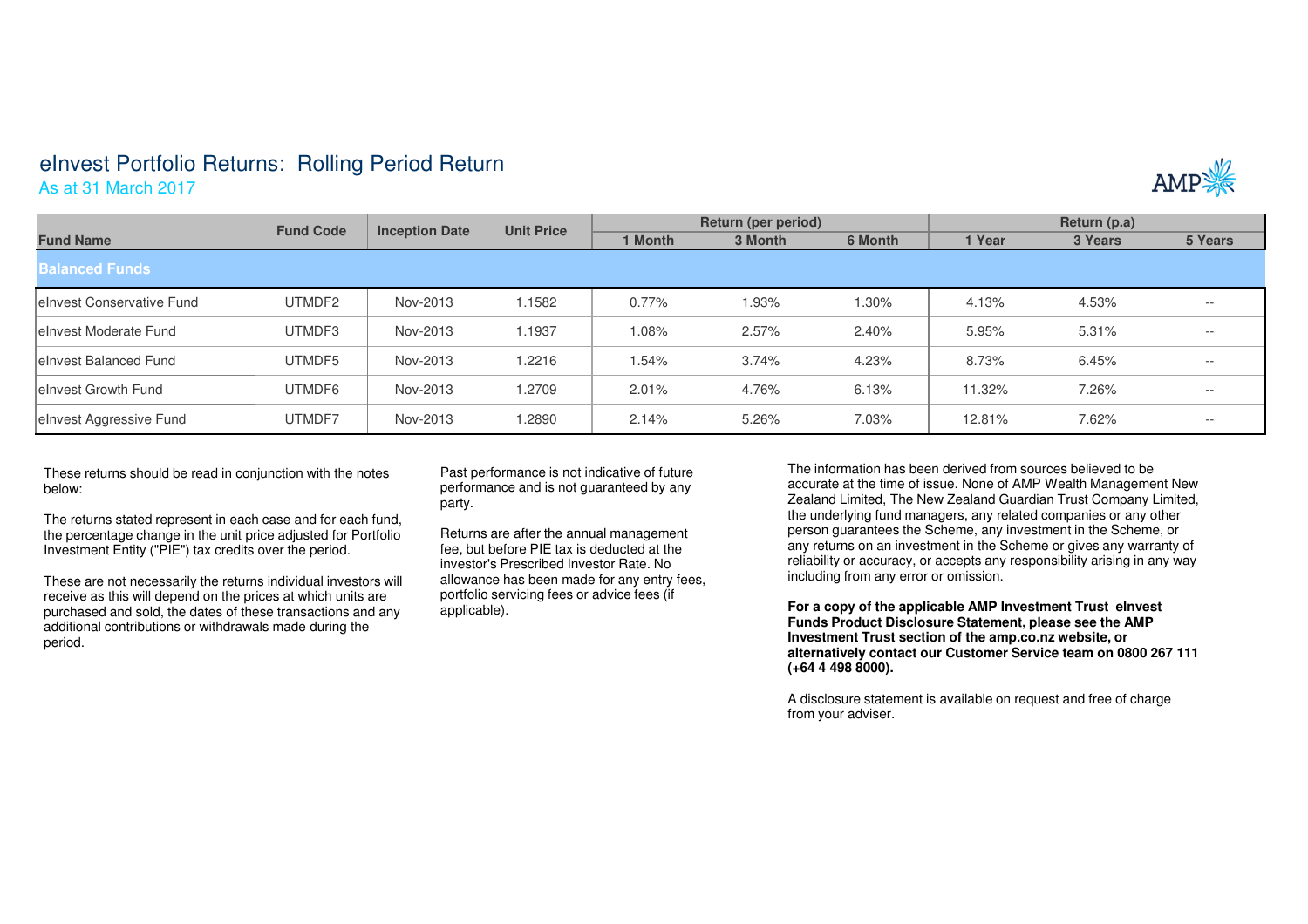# eInvest Portfolio Returns: Rolling Period Return

As at 31 March 2017

| Fund Name | Fund Code | Inception Date | Unit Price | Return (per period) | | | Return (p.a) | | |
|---|---|---|---|---|---|---|---|---|---|
| | | | | 1 Month | 3 Month | 6 Month | 1 Year | 3 Years | 5 Years |
| **Balanced Funds** | | | | | | | | | |
| eInvest Conservative Fund | UTMDF2 | Nov-2013 | 1.1582 | 0.77% | 1.93% | 1.30% | 4.13% | 4.53% | -- |
| eInvest Moderate Fund | UTMDF3 | Nov-2013 | 1.1937 | 1.08% | 2.57% | 2.40% | 5.95% | 5.31% | -- |
| eInvest Balanced Fund | UTMDF5 | Nov-2013 | 1.2216 | 1.54% | 3.74% | 4.23% | 8.73% | 6.45% | -- |
| eInvest Growth Fund | UTMDF6 | Nov-2013 | 1.2709 | 2.01% | 4.76% | 6.13% | 11.32% | 7.26% | -- |
| eInvest Aggressive Fund | UTMDF7 | Nov-2013 | 1.2890 | 2.14% | 5.26% | 7.03% | 12.81% | 7.62% | -- |

These returns should be read in conjunction with the notes below:

The returns stated represent in each case and for each fund, the percentage change in the unit price adjusted for Portfolio Investment Entity ("PIE") tax credits over the period.

These are not necessarily the returns individual investors will receive as this will depend on the prices at which units are purchased and sold, the dates of these transactions and any additional contributions or withdrawals made during the period.

Past performance is not indicative of future performance and is not guaranteed by any party.

Returns are after the annual management fee, but before PIE tax is deducted at the investor's Prescribed Investor Rate. No allowance has been made for any entry fees, portfolio servicing fees or advice fees (if applicable).

The information has been derived from sources believed to be accurate at the time of issue. None of AMP Wealth Management New Zealand Limited, The New Zealand Guardian Trust Company Limited, the underlying fund managers, any related companies or any other person guarantees the Scheme, any investment in the Scheme, or any returns on an investment in the Scheme or gives any warranty of reliability or accuracy, or accepts any responsibility arising in any way including from any error or omission.

**For a copy of the applicable AMP Investment Trust eInvest Funds Product Disclosure Statement, please see the AMP Investment Trust section of the amp.co.nz website, or alternatively contact our Customer Service team on 0800 267 111 (+64 4 498 8000).**

A disclosure statement is available on request and free of charge from your adviser.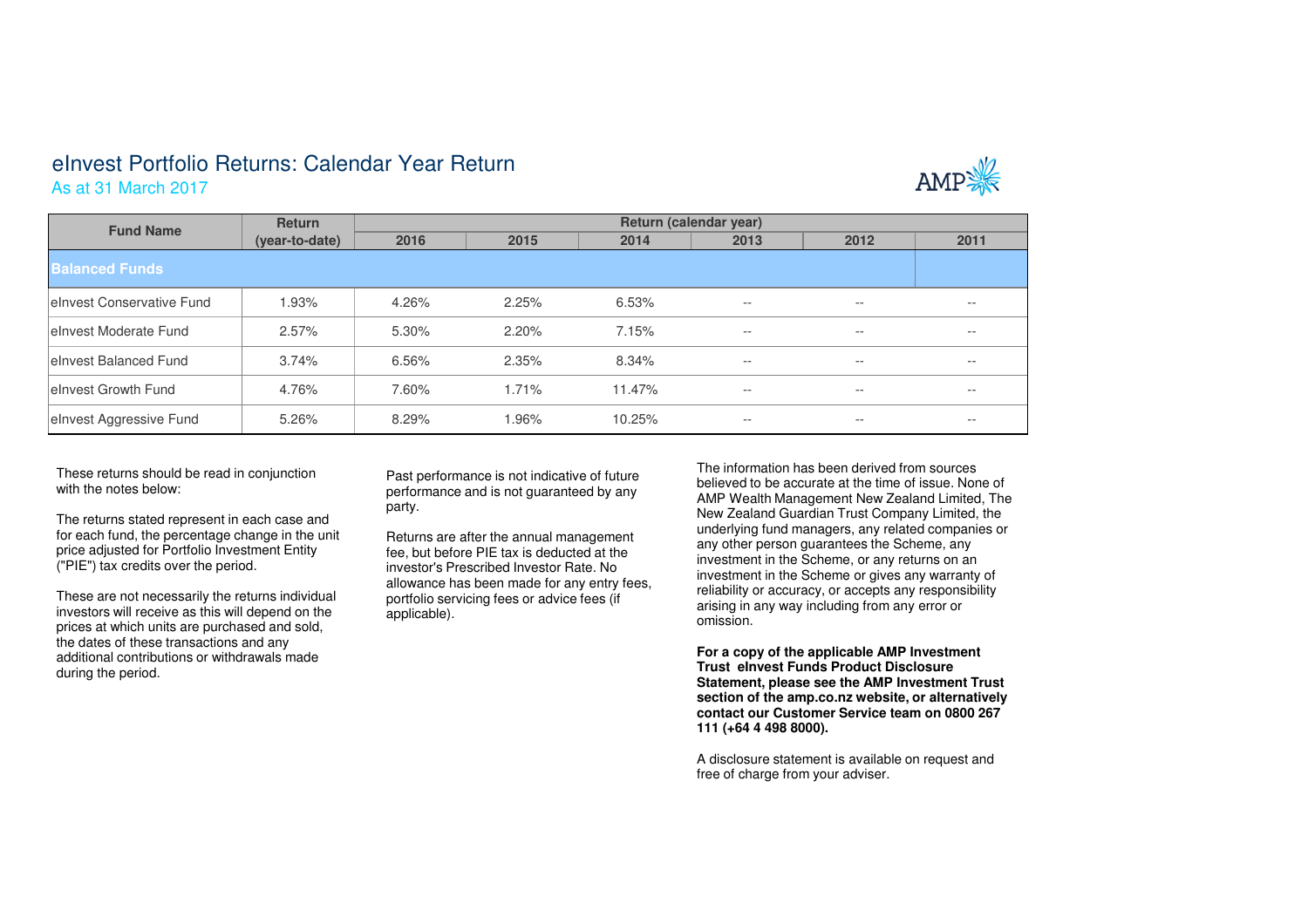# eInvest Portfolio Returns: Calendar Year Return

As at 31 March 2017

| Fund Name | Return (year-to-date) | Return (calendar year) | | | | | |
|---|---|---|---|---|---|---|---|
| | | 2016 | 2015 | 2014 | 2013 | 2012 | 2011 |
| **Balanced Funds** | | | | | | | |
| eInvest Conservative Fund | 1.93% | 4.26% | 2.25% | 6.53% | -- | -- | -- |
| eInvest Moderate Fund | 2.57% | 5.30% | 2.20% | 7.15% | -- | -- | -- |
| eInvest Balanced Fund | 3.74% | 6.56% | 2.35% | 8.34% | -- | -- | -- |
| eInvest Growth Fund | 4.76% | 7.60% | 1.71% | 11.47% | -- | -- | -- |
| eInvest Aggressive Fund | 5.26% | 8.29% | 1.96% | 10.25% | -- | -- | -- |

These returns should be read in conjunction with the notes below:

The returns stated represent in each case and for each fund, the percentage change in the unit price adjusted for Portfolio Investment Entity ("PIE") tax credits over the period.

These are not necessarily the returns individual investors will receive as this will depend on the prices at which units are purchased and sold, the dates of these transactions and any additional contributions or withdrawals made during the period.

Past performance is not indicative of future performance and is not guaranteed by any party.

Returns are after the annual management fee, but before PIE tax is deducted at the investor's Prescribed Investor Rate. No allowance has been made for any entry fees, portfolio servicing fees or advice fees (if applicable).

The information has been derived from sources believed to be accurate at the time of issue. None of AMP Wealth Management New Zealand Limited, The New Zealand Guardian Trust Company Limited, the underlying fund managers, any related companies or any other person guarantees the Scheme, any investment in the Scheme, or any returns on an investment in the Scheme or gives any warranty of reliability or accuracy, or accepts any responsibility arising in any way including from any error or omission.

**For a copy of the applicable AMP Investment Trust eInvest Funds Product Disclosure Statement, please see the AMP Investment Trust section of the amp.co.nz website, or alternatively contact our Customer Service team on 0800 267 111 (+64 4 498 8000).**

A disclosure statement is available on request and free of charge from your adviser.